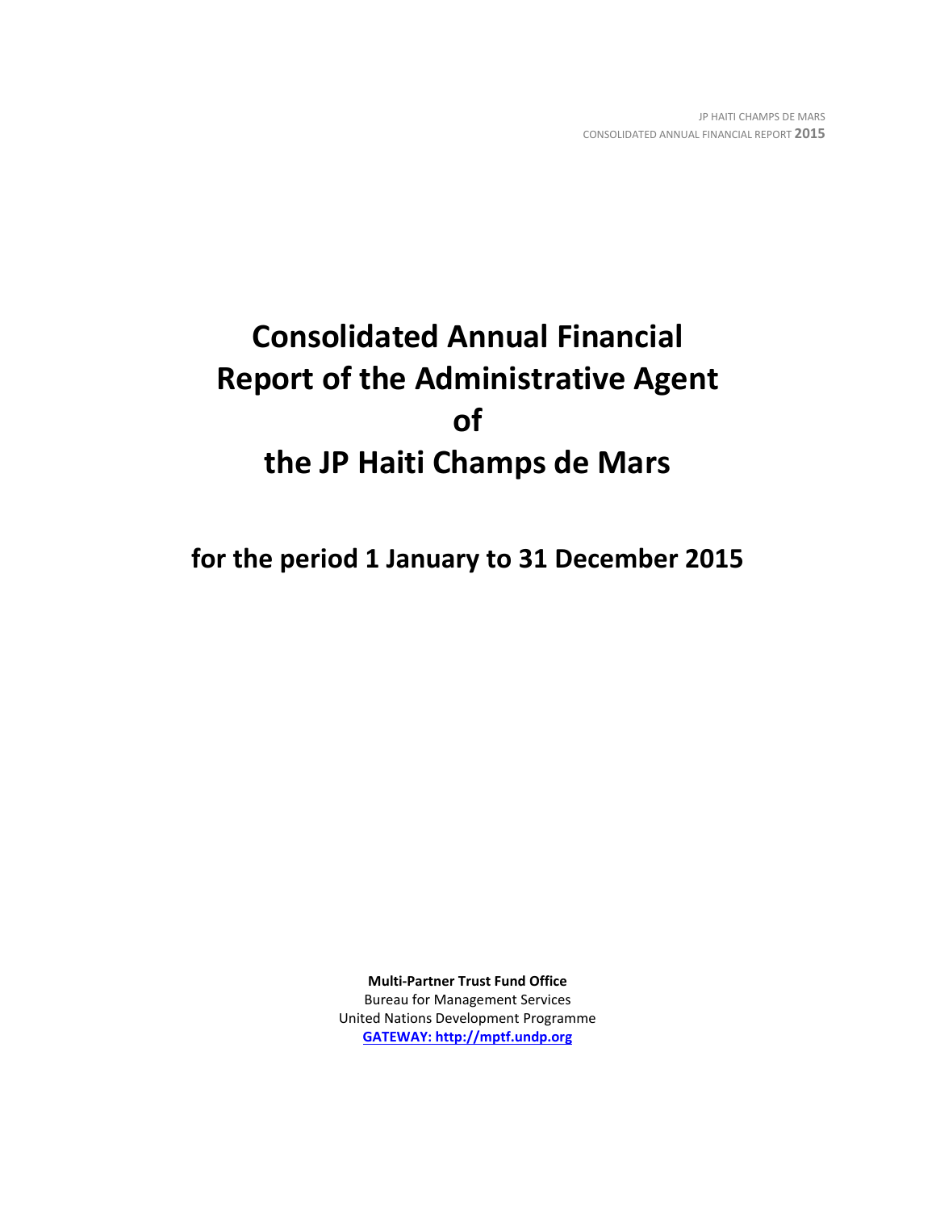# Consolidated Annual Financial Report of the Administrative Agent of the JP Haiti Champs de Mars

## for the period 1 January to 31 December 2015

**Multi-Partner Trust Fund Office**
Bureau for Management Services
United Nations Development Programme
**GATEWAY: http://mptf.undp.org**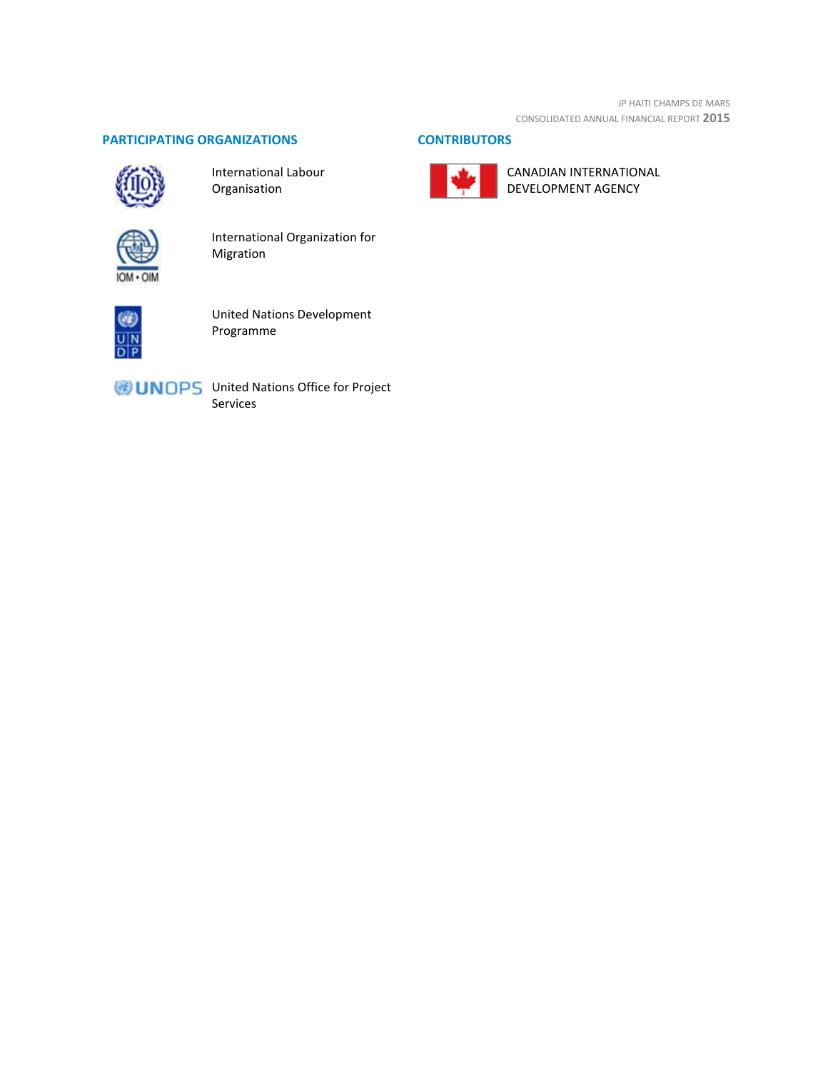## PARTICIPATING ORGANIZATIONS

International Labour Organisation

International Organization for Migration

United Nations Development Programme

United Nations Office for Project Services

## CONTRIBUTORS

CANADIAN INTERNATIONAL DEVELOPMENT AGENCY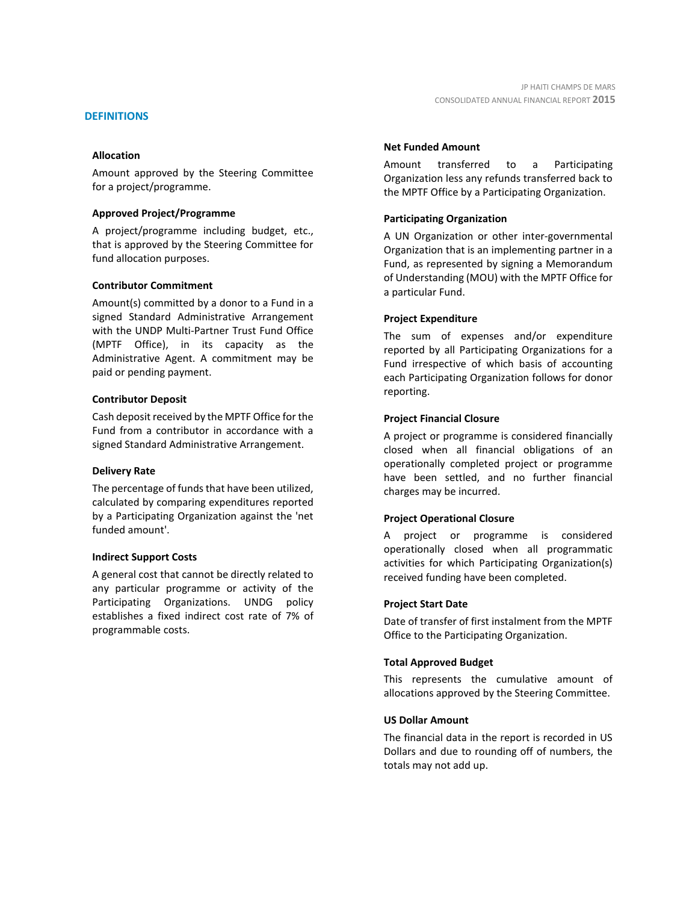## DEFINITIONS

### Allocation

Amount approved by the Steering Committee for a project/programme.

### Approved Project/Programme

A project/programme including budget, etc., that is approved by the Steering Committee for fund allocation purposes.

### Contributor Commitment

Amount(s) committed by a donor to a Fund in a signed Standard Administrative Arrangement with the UNDP Multi-Partner Trust Fund Office (MPTF Office), in its capacity as the Administrative Agent. A commitment may be paid or pending payment.

### Contributor Deposit

Cash deposit received by the MPTF Office for the Fund from a contributor in accordance with a signed Standard Administrative Arrangement.

### Delivery Rate

The percentage of funds that have been utilized, calculated by comparing expenditures reported by a Participating Organization against the 'net funded amount'.

### Indirect Support Costs

A general cost that cannot be directly related to any particular programme or activity of the Participating Organizations. UNDG policy establishes a fixed indirect cost rate of 7% of programmable costs.

### Net Funded Amount

Amount transferred to a Participating Organization less any refunds transferred back to the MPTF Office by a Participating Organization.

### Participating Organization

A UN Organization or other inter-governmental Organization that is an implementing partner in a Fund, as represented by signing a Memorandum of Understanding (MOU) with the MPTF Office for a particular Fund.

### Project Expenditure

The sum of expenses and/or expenditure reported by all Participating Organizations for a Fund irrespective of which basis of accounting each Participating Organization follows for donor reporting.

### Project Financial Closure

A project or programme is considered financially closed when all financial obligations of an operationally completed project or programme have been settled, and no further financial charges may be incurred.

### Project Operational Closure

A project or programme is considered operationally closed when all programmatic activities for which Participating Organization(s) received funding have been completed.

### Project Start Date

Date of transfer of first instalment from the MPTF Office to the Participating Organization.

### Total Approved Budget

This represents the cumulative amount of allocations approved by the Steering Committee.

### US Dollar Amount

The financial data in the report is recorded in US Dollars and due to rounding off of numbers, the totals may not add up.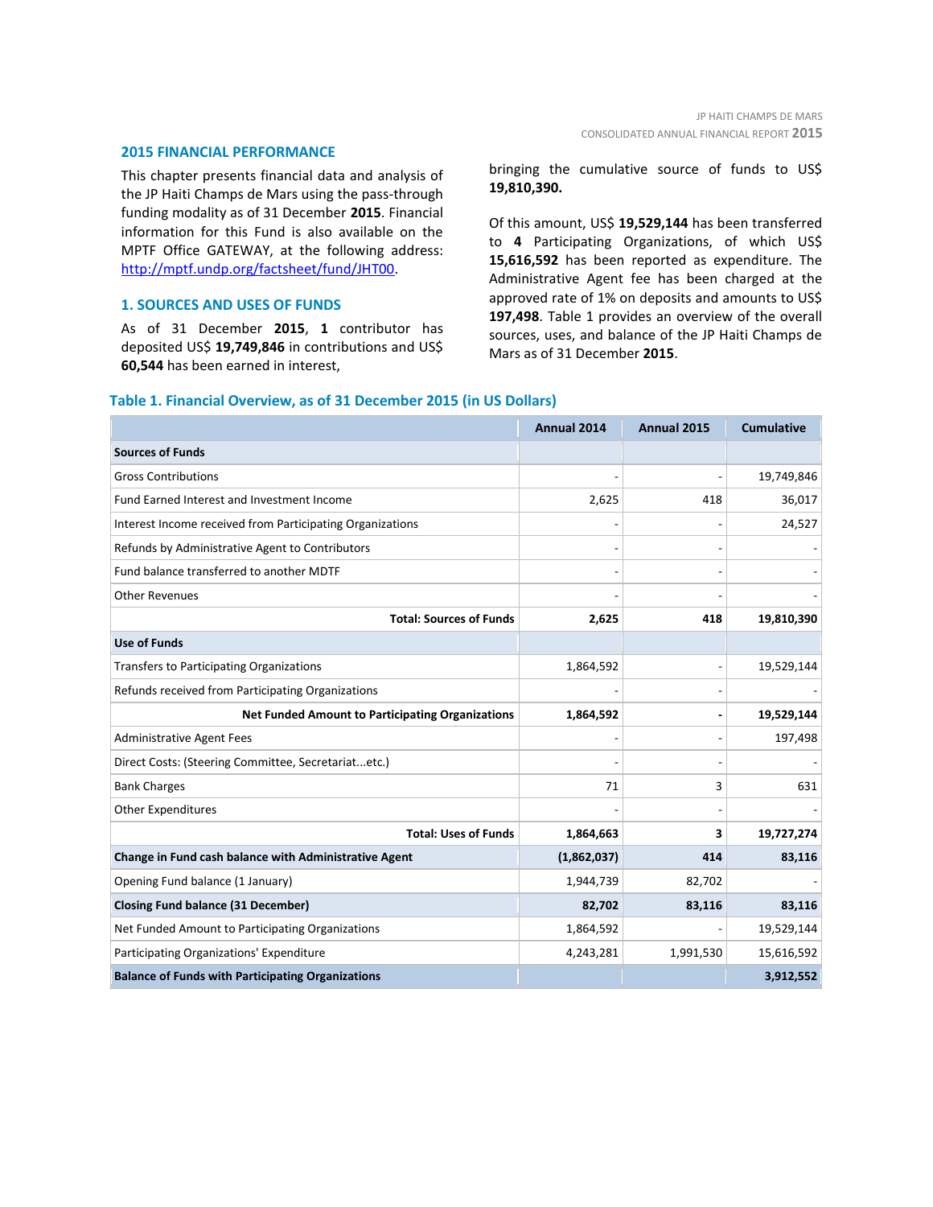## 2015 FINANCIAL PERFORMANCE

This chapter presents financial data and analysis of the JP Haiti Champs de Mars using the pass-through funding modality as of 31 December **2015**. Financial information for this Fund is also available on the MPTF Office GATEWAY, at the following address: http://mptf.undp.org/factsheet/fund/JHT00.

### 1. SOURCES AND USES OF FUNDS

As of 31 December **2015**, **1** contributor has deposited US$ **19,749,846** in contributions and US$ **60,544** has been earned in interest, bringing the cumulative source of funds to US$ **19,810,390.**

Of this amount, US$ **19,529,144** has been transferred to **4** Participating Organizations, of which US$ **15,616,592** has been reported as expenditure. The Administrative Agent fee has been charged at the approved rate of 1% on deposits and amounts to US$ **197,498**. Table 1 provides an overview of the overall sources, uses, and balance of the JP Haiti Champs de Mars as of 31 December **2015**.

**Table 1. Financial Overview, as of 31 December 2015 (in US Dollars)**

| | Annual 2014 | Annual 2015 | Cumulative |
|---|---|---|---|
| **Sources of Funds** | | | |
| Gross Contributions | - | - | 19,749,846 |
| Fund Earned Interest and Investment Income | 2,625 | 418 | 36,017 |
| Interest Income received from Participating Organizations | - | - | 24,527 |
| Refunds by Administrative Agent to Contributors | - | - | - |
| Fund balance transferred to another MDTF | - | - | - |
| Other Revenues | - | - | - |
| **Total: Sources of Funds** | **2,625** | **418** | **19,810,390** |
| **Use of Funds** | | | |
| Transfers to Participating Organizations | 1,864,592 | - | 19,529,144 |
| Refunds received from Participating Organizations | - | - | - |
| **Net Funded Amount to Participating Organizations** | **1,864,592** | **-** | **19,529,144** |
| Administrative Agent Fees | - | - | 197,498 |
| Direct Costs: (Steering Committee, Secretariat...etc.) | - | - | - |
| Bank Charges | 71 | 3 | 631 |
| Other Expenditures | - | - | - |
| **Total: Uses of Funds** | **1,864,663** | **3** | **19,727,274** |
| **Change in Fund cash balance with Administrative Agent** | **(1,862,037)** | **414** | **83,116** |
| Opening Fund balance (1 January) | 1,944,739 | 82,702 | - |
| **Closing Fund balance (31 December)** | **82,702** | **83,116** | **83,116** |
| Net Funded Amount to Participating Organizations | 1,864,592 | - | 19,529,144 |
| Participating Organizations' Expenditure | 4,243,281 | 1,991,530 | 15,616,592 |
| **Balance of Funds with Participating Organizations** | | | **3,912,552** |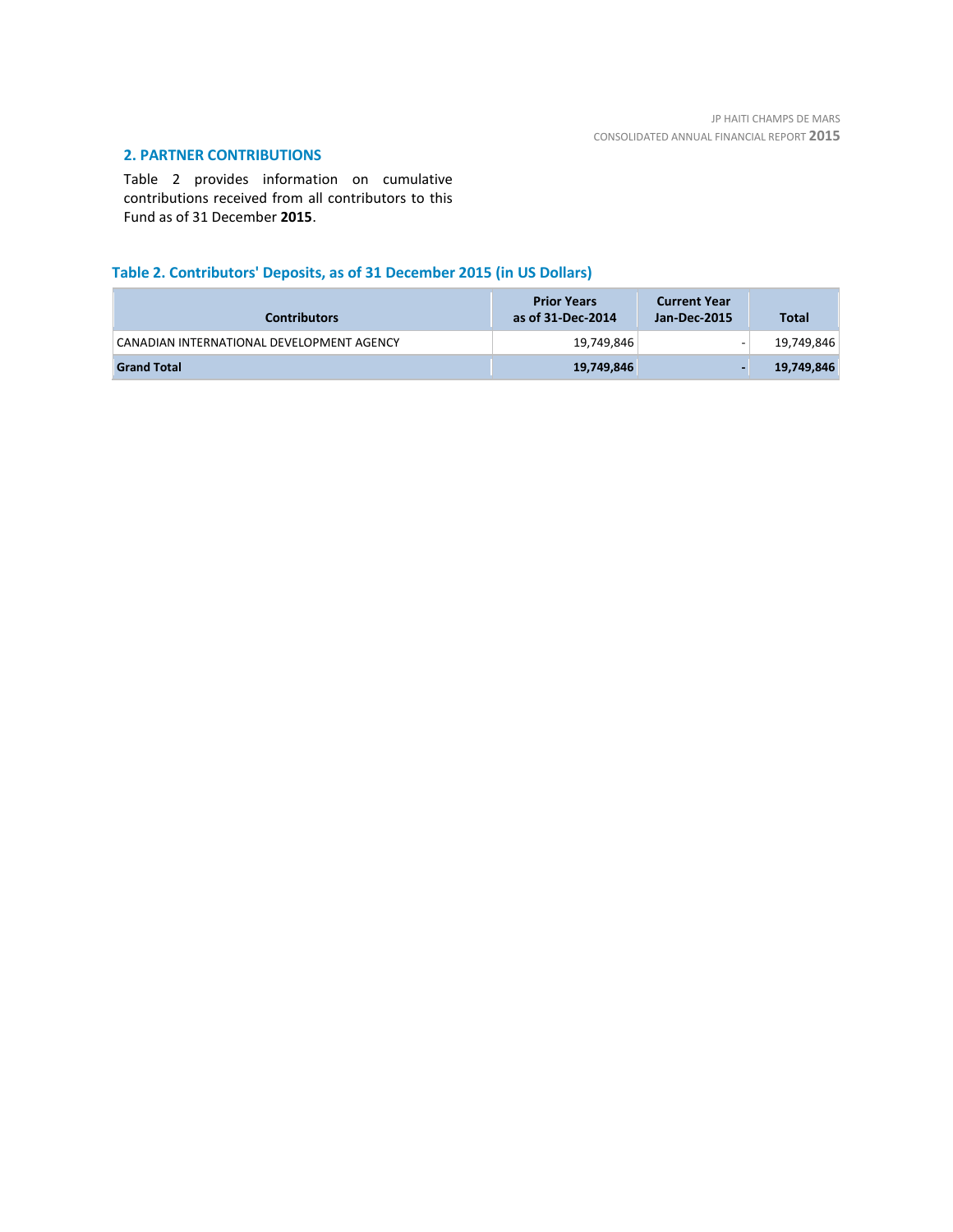## 2. PARTNER CONTRIBUTIONS

Table 2 provides information on cumulative contributions received from all contributors to this Fund as of 31 December **2015**.

### Table 2. Contributors' Deposits, as of 31 December 2015 (in US Dollars)

| Contributors | Prior Years as of 31-Dec-2014 | Current Year Jan-Dec-2015 | Total |
|---|---|---|---|
| CANADIAN INTERNATIONAL DEVELOPMENT AGENCY | 19,749,846 | - | 19,749,846 |
| **Grand Total** | **19,749,846** | **-** | **19,749,846** |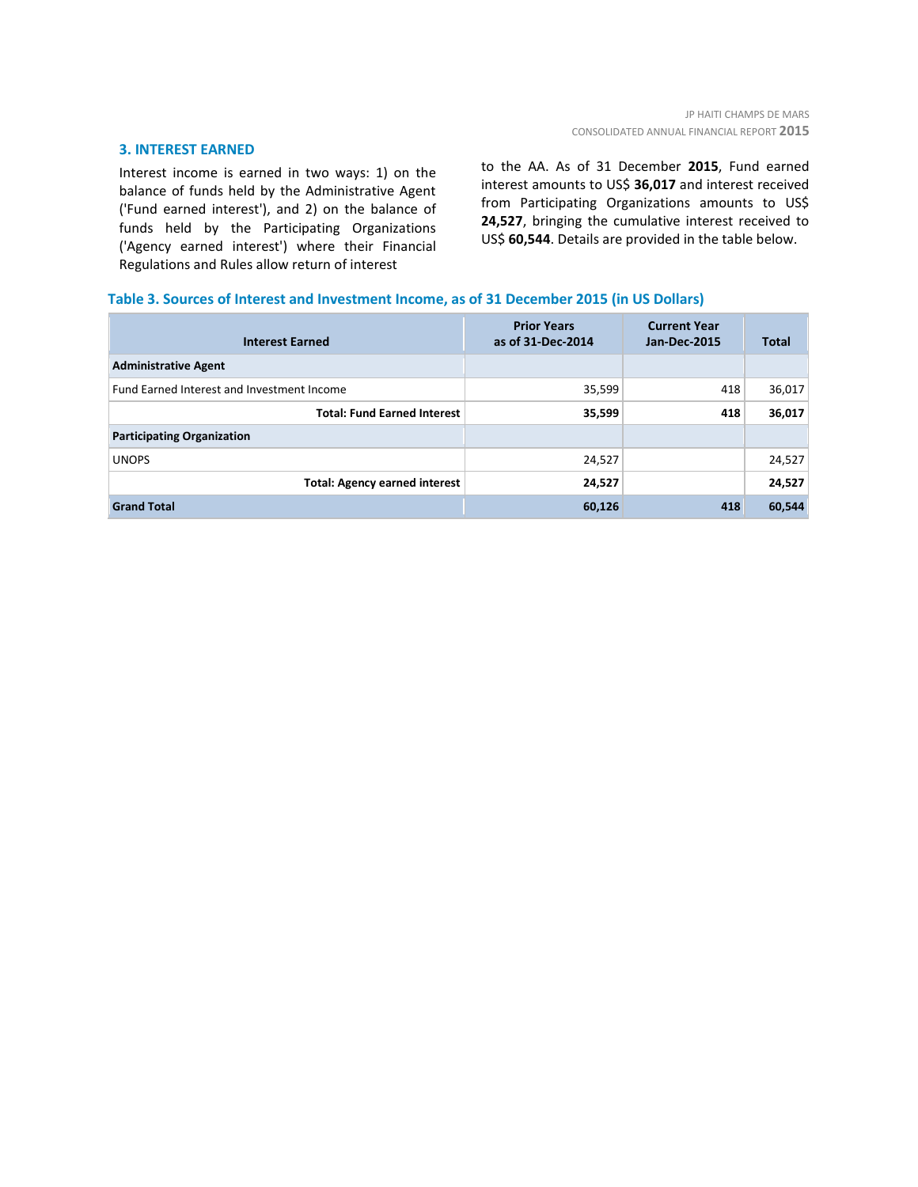## 3. INTEREST EARNED

Interest income is earned in two ways: 1) on the balance of funds held by the Administrative Agent ('Fund earned interest'), and 2) on the balance of funds held by the Participating Organizations ('Agency earned interest') where their Financial Regulations and Rules allow return of interest to the AA. As of 31 December **2015**, Fund earned interest amounts to US$ **36,017** and interest received from Participating Organizations amounts to US$ **24,527**, bringing the cumulative interest received to US$ **60,544**. Details are provided in the table below.

**Table 3. Sources of Interest and Investment Income, as of 31 December 2015 (in US Dollars)**

| Interest Earned | Prior Years as of 31-Dec-2014 | Current Year Jan-Dec-2015 | Total |
|---|---|---|---|
| **Administrative Agent** | | | |
| Fund Earned Interest and Investment Income | 35,599 | 418 | 36,017 |
| **Total: Fund Earned Interest** | **35,599** | **418** | **36,017** |
| **Participating Organization** | | | |
| UNOPS | 24,527 | | 24,527 |
| **Total: Agency earned interest** | **24,527** | | **24,527** |
| **Grand Total** | **60,126** | **418** | **60,544** |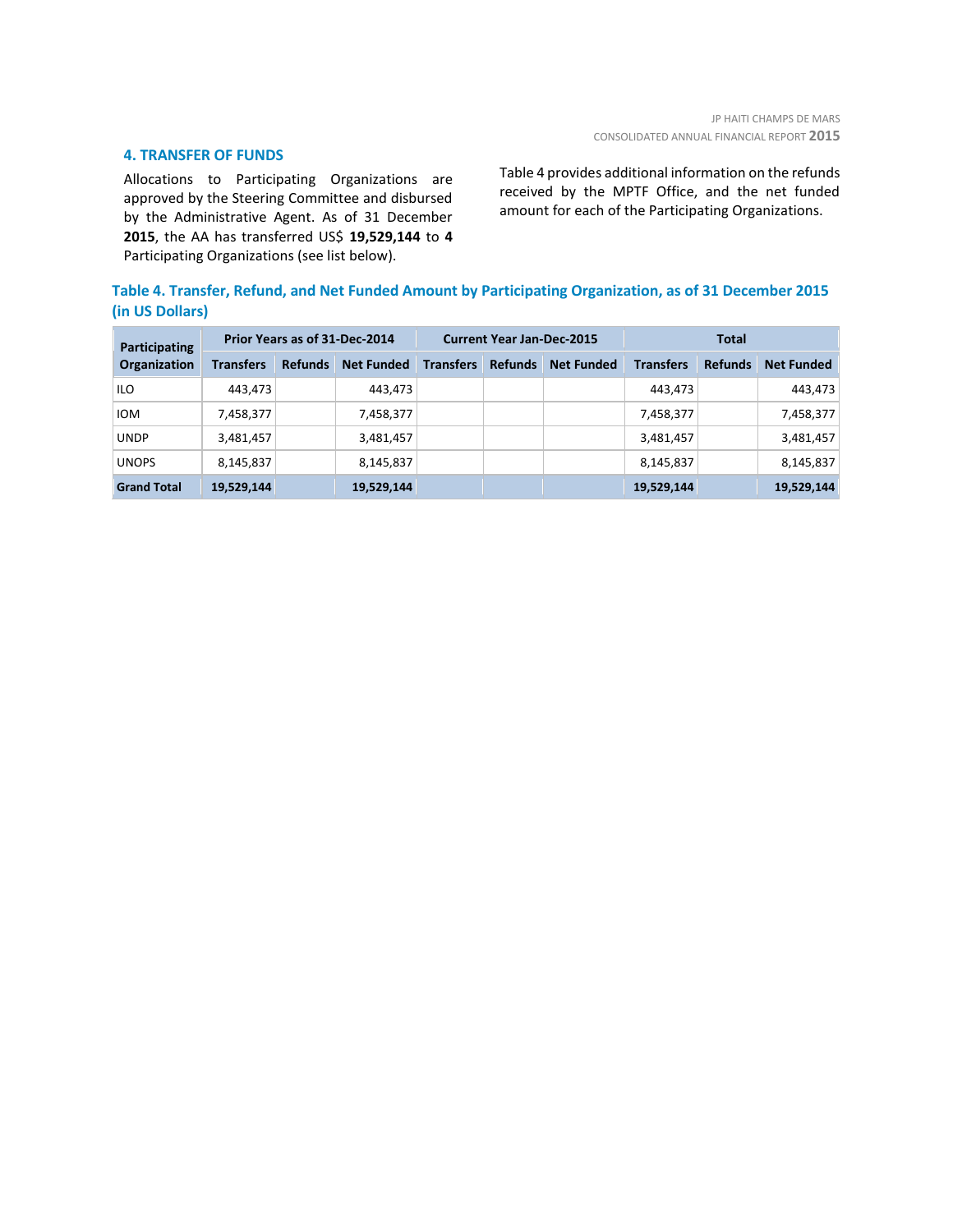## 4. TRANSFER OF FUNDS

Allocations to Participating Organizations are approved by the Steering Committee and disbursed by the Administrative Agent. As of 31 December **2015**, the AA has transferred US$ **19,529,144** to **4** Participating Organizations (see list below).

Table 4 provides additional information on the refunds received by the MPTF Office, and the net funded amount for each of the Participating Organizations.

### Table 4. Transfer, Refund, and Net Funded Amount by Participating Organization, as of 31 December 2015 (in US Dollars)

| Participating Organization | Prior Years as of 31-Dec-2014 | | | Current Year Jan-Dec-2015 | | | Total | | |
|---|---|---|---|---|---|---|---|---|---|
| | Transfers | Refunds | Net Funded | Transfers | Refunds | Net Funded | Transfers | Refunds | Net Funded |
| ILO | 443,473 | | 443,473 | | | | 443,473 | | 443,473 |
| IOM | 7,458,377 | | 7,458,377 | | | | 7,458,377 | | 7,458,377 |
| UNDP | 3,481,457 | | 3,481,457 | | | | 3,481,457 | | 3,481,457 |
| UNOPS | 8,145,837 | | 8,145,837 | | | | 8,145,837 | | 8,145,837 |
| **Grand Total** | **19,529,144** | | **19,529,144** | | | | **19,529,144** | | **19,529,144** |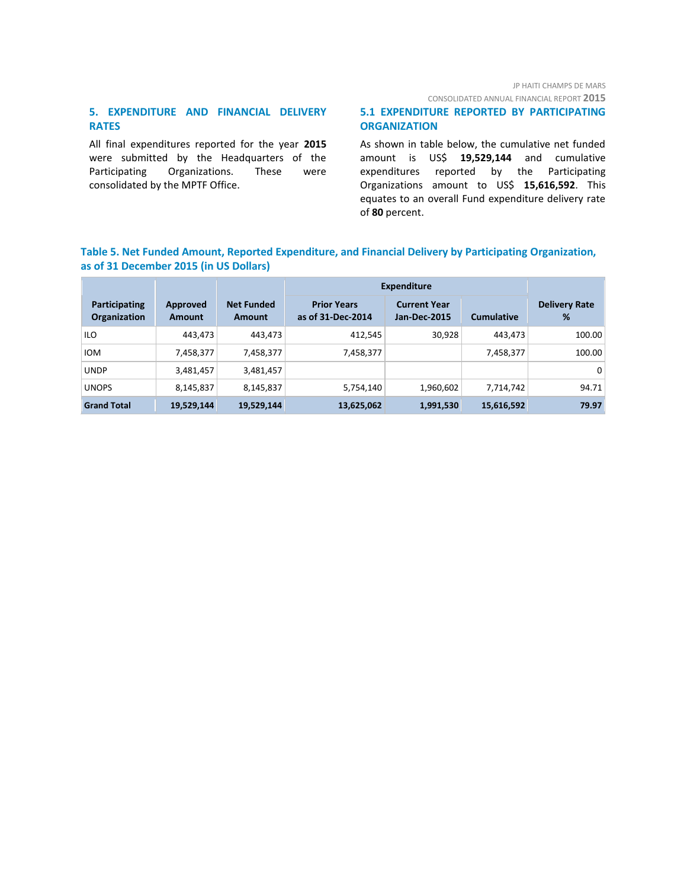## 5. EXPENDITURE AND FINANCIAL DELIVERY RATES

All final expenditures reported for the year **2015** were submitted by the Headquarters of the Participating Organizations. These were consolidated by the MPTF Office.

### 5.1 EXPENDITURE REPORTED BY PARTICIPATING ORGANIZATION

As shown in table below, the cumulative net funded amount is US$ **19,529,144** and cumulative expenditures reported by the Participating Organizations amount to US$ **15,616,592**. This equates to an overall Fund expenditure delivery rate of **80** percent.

**Table 5. Net Funded Amount, Reported Expenditure, and Financial Delivery by Participating Organization, as of 31 December 2015 (in US Dollars)**

| Participating Organization | Approved Amount | Net Funded Amount | Expenditure | | | Delivery Rate % |
|---|---|---|---|---|---|---|
| | | | Prior Years as of 31-Dec-2014 | Current Year Jan-Dec-2015 | Cumulative | |
| ILO | 443,473 | 443,473 | 412,545 | 30,928 | 443,473 | 100.00 |
| IOM | 7,458,377 | 7,458,377 | 7,458,377 | | 7,458,377 | 100.00 |
| UNDP | 3,481,457 | 3,481,457 | | | | 0 |
| UNOPS | 8,145,837 | 8,145,837 | 5,754,140 | 1,960,602 | 7,714,742 | 94.71 |
| **Grand Total** | **19,529,144** | **19,529,144** | **13,625,062** | **1,991,530** | **15,616,592** | **79.97** |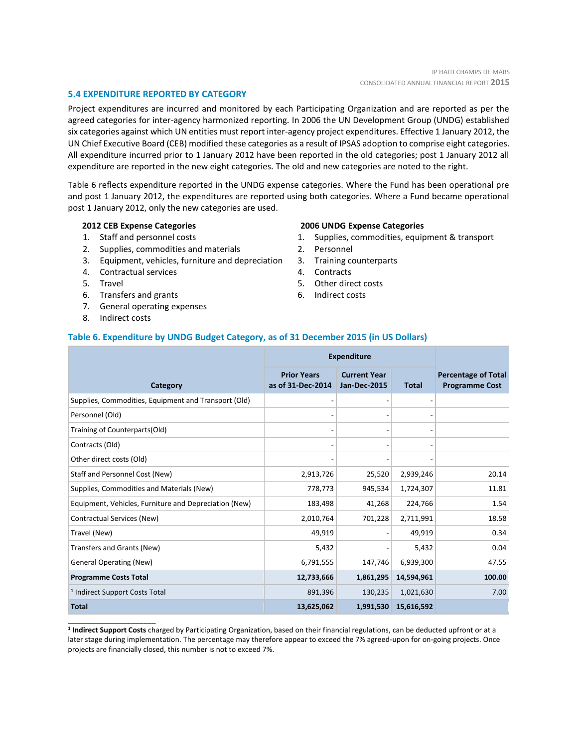### 5.4 EXPENDITURE REPORTED BY CATEGORY

Project expenditures are incurred and monitored by each Participating Organization and are reported as per the agreed categories for inter-agency harmonized reporting. In 2006 the UN Development Group (UNDG) established six categories against which UN entities must report inter-agency project expenditures. Effective 1 January 2012, the UN Chief Executive Board (CEB) modified these categories as a result of IPSAS adoption to comprise eight categories. All expenditure incurred prior to 1 January 2012 have been reported in the old categories; post 1 January 2012 all expenditure are reported in the new eight categories. The old and new categories are noted to the right.

Table 6 reflects expenditure reported in the UNDG expense categories. Where the Fund has been operational pre and post 1 January 2012, the expenditures are reported using both categories. Where a Fund became operational post 1 January 2012, only the new categories are used.

**2012 CEB Expense Categories**

1. Staff and personnel costs
2. Supplies, commodities and materials
3. Equipment, vehicles, furniture and depreciation
4. Contractual services
5. Travel
6. Transfers and grants
7. General operating expenses
8. Indirect costs

**2006 UNDG Expense Categories**

1. Supplies, commodities, equipment & transport
2. Personnel
3. Training counterparts
4. Contracts
5. Other direct costs
6. Indirect costs

**Table 6. Expenditure by UNDG Budget Category, as of 31 December 2015 (in US Dollars)**

| Category | Expenditure | | | Percentage of Total Programme Cost |
|---|---|---|---|---|
| | Prior Years as of 31-Dec-2014 | Current Year Jan-Dec-2015 | Total | |
| Supplies, Commodities, Equipment and Transport (Old) | - | - | - | |
| Personnel (Old) | - | - | - | |
| Training of Counterparts(Old) | - | - | - | |
| Contracts (Old) | - | - | - | |
| Other direct costs (Old) | - | - | - | |
| Staff and Personnel Cost (New) | 2,913,726 | 25,520 | 2,939,246 | 20.14 |
| Supplies, Commodities and Materials (New) | 778,773 | 945,534 | 1,724,307 | 11.81 |
| Equipment, Vehicles, Furniture and Depreciation (New) | 183,498 | 41,268 | 224,766 | 1.54 |
| Contractual Services (New) | 2,010,764 | 701,228 | 2,711,991 | 18.58 |
| Travel (New) | 49,919 | - | 49,919 | 0.34 |
| Transfers and Grants (New) | 5,432 | - | 5,432 | 0.04 |
| General Operating (New) | 6,791,555 | 147,746 | 6,939,300 | 47.55 |
| **Programme Costs Total** | **12,733,666** | **1,861,295** | **14,594,961** | **100.00** |
| [1] Indirect Support Costs Total | 891,396 | 130,235 | 1,021,630 | 7.00 |
| **Total** | **13,625,062** | **1,991,530** | **15,616,592** | |

---

[1] **Indirect Support Costs** charged by Participating Organization, based on their financial regulations, can be deducted upfront or at a later stage during implementation. The percentage may therefore appear to exceed the 7% agreed-upon for on-going projects. Once projects are financially closed, this number is not to exceed 7%.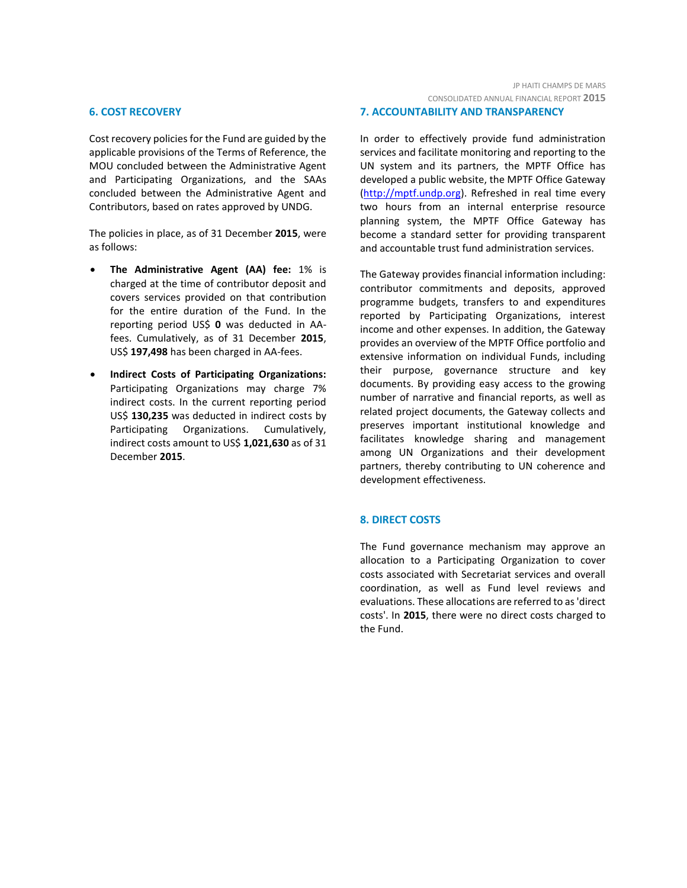## 6. COST RECOVERY

Cost recovery policies for the Fund are guided by the applicable provisions of the Terms of Reference, the MOU concluded between the Administrative Agent and Participating Organizations, and the SAAs concluded between the Administrative Agent and Contributors, based on rates approved by UNDG.

The policies in place, as of 31 December **2015**, were as follows:

- **The Administrative Agent (AA) fee:** 1% is charged at the time of contributor deposit and covers services provided on that contribution for the entire duration of the Fund. In the reporting period US$ **0** was deducted in AA-fees. Cumulatively, as of 31 December **2015**, US$ **197,498** has been charged in AA-fees.
- **Indirect Costs of Participating Organizations:** Participating Organizations may charge 7% indirect costs. In the current reporting period US$ **130,235** was deducted in indirect costs by Participating Organizations. Cumulatively, indirect costs amount to US$ **1,021,630** as of 31 December **2015**.

## 7. ACCOUNTABILITY AND TRANSPARENCY

In order to effectively provide fund administration services and facilitate monitoring and reporting to the UN system and its partners, the MPTF Office has developed a public website, the MPTF Office Gateway (http://mptf.undp.org). Refreshed in real time every two hours from an internal enterprise resource planning system, the MPTF Office Gateway has become a standard setter for providing transparent and accountable trust fund administration services.

The Gateway provides financial information including: contributor commitments and deposits, approved programme budgets, transfers to and expenditures reported by Participating Organizations, interest income and other expenses. In addition, the Gateway provides an overview of the MPTF Office portfolio and extensive information on individual Funds, including their purpose, governance structure and key documents. By providing easy access to the growing number of narrative and financial reports, as well as related project documents, the Gateway collects and preserves important institutional knowledge and facilitates knowledge sharing and management among UN Organizations and their development partners, thereby contributing to UN coherence and development effectiveness.

## 8. DIRECT COSTS

The Fund governance mechanism may approve an allocation to a Participating Organization to cover costs associated with Secretariat services and overall coordination, as well as Fund level reviews and evaluations. These allocations are referred to as 'direct costs'. In **2015**, there were no direct costs charged to the Fund.